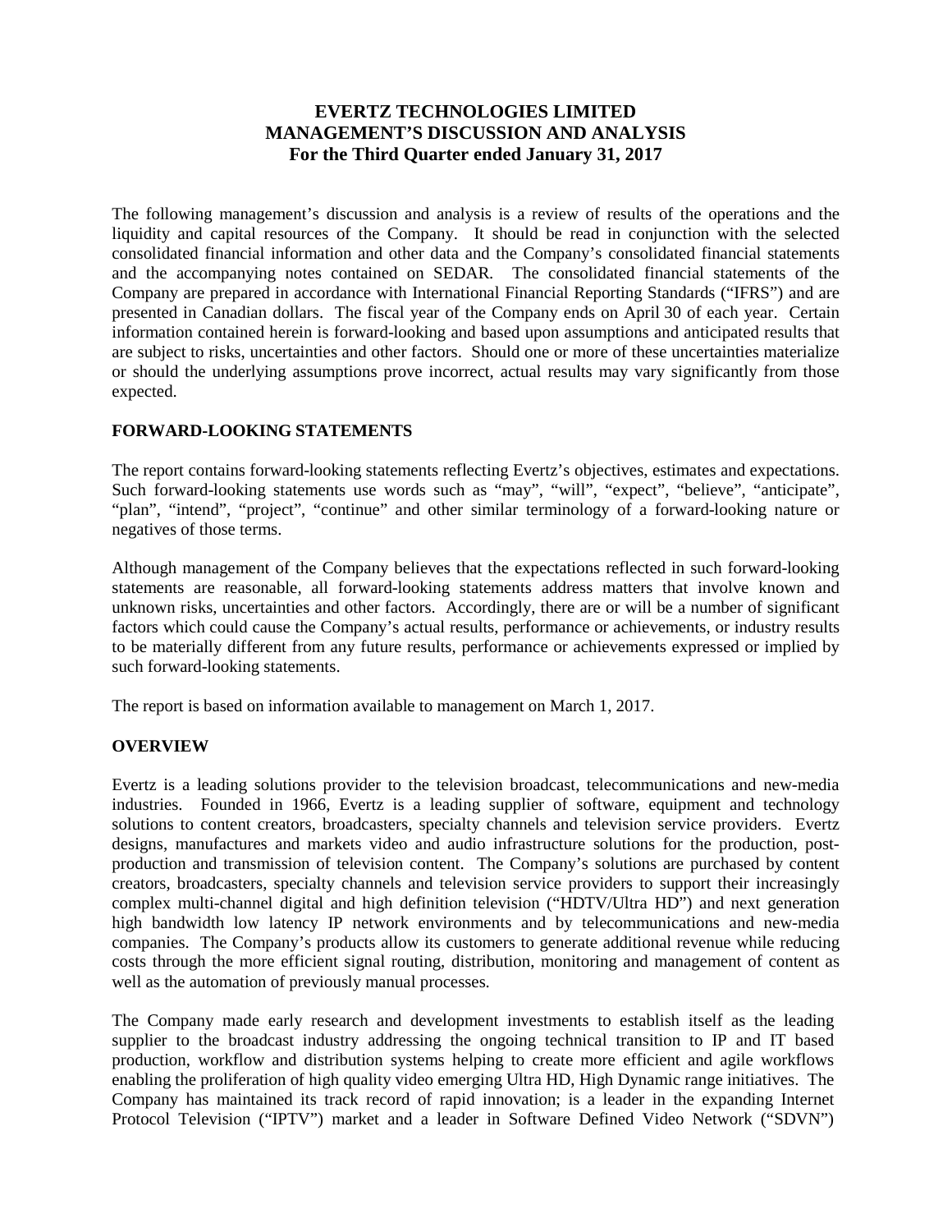# EVERTZ TECHNOLOGIES LIMITED
# MANAGEMENT'S DISCUSSION AND ANALYSIS
# For the Third Quarter ended January 31, 2017

The following management's discussion and analysis is a review of results of the operations and the liquidity and capital resources of the Company. It should be read in conjunction with the selected consolidated financial information and other data and the Company's consolidated financial statements and the accompanying notes contained on SEDAR. The consolidated financial statements of the Company are prepared in accordance with International Financial Reporting Standards ("IFRS") and are presented in Canadian dollars. The fiscal year of the Company ends on April 30 of each year. Certain information contained herein is forward-looking and based upon assumptions and anticipated results that are subject to risks, uncertainties and other factors. Should one or more of these uncertainties materialize or should the underlying assumptions prove incorrect, actual results may vary significantly from those expected.

## FORWARD-LOOKING STATEMENTS

The report contains forward-looking statements reflecting Evertz's objectives, estimates and expectations. Such forward-looking statements use words such as "may", "will", "expect", "believe", "anticipate", "plan", "intend", "project", "continue" and other similar terminology of a forward-looking nature or negatives of those terms.

Although management of the Company believes that the expectations reflected in such forward-looking statements are reasonable, all forward-looking statements address matters that involve known and unknown risks, uncertainties and other factors. Accordingly, there are or will be a number of significant factors which could cause the Company's actual results, performance or achievements, or industry results to be materially different from any future results, performance or achievements expressed or implied by such forward-looking statements.

The report is based on information available to management on March 1, 2017.

## OVERVIEW

Evertz is a leading solutions provider to the television broadcast, telecommunications and new-media industries. Founded in 1966, Evertz is a leading supplier of software, equipment and technology solutions to content creators, broadcasters, specialty channels and television service providers. Evertz designs, manufactures and markets video and audio infrastructure solutions for the production, post-production and transmission of television content. The Company's solutions are purchased by content creators, broadcasters, specialty channels and television service providers to support their increasingly complex multi-channel digital and high definition television ("HDTV/Ultra HD") and next generation high bandwidth low latency IP network environments and by telecommunications and new-media companies. The Company's products allow its customers to generate additional revenue while reducing costs through the more efficient signal routing, distribution, monitoring and management of content as well as the automation of previously manual processes.

The Company made early research and development investments to establish itself as the leading supplier to the broadcast industry addressing the ongoing technical transition to IP and IT based production, workflow and distribution systems helping to create more efficient and agile workflows enabling the proliferation of high quality video emerging Ultra HD, High Dynamic range initiatives. The Company has maintained its track record of rapid innovation; is a leader in the expanding Internet Protocol Television ("IPTV") market and a leader in Software Defined Video Network ("SDVN")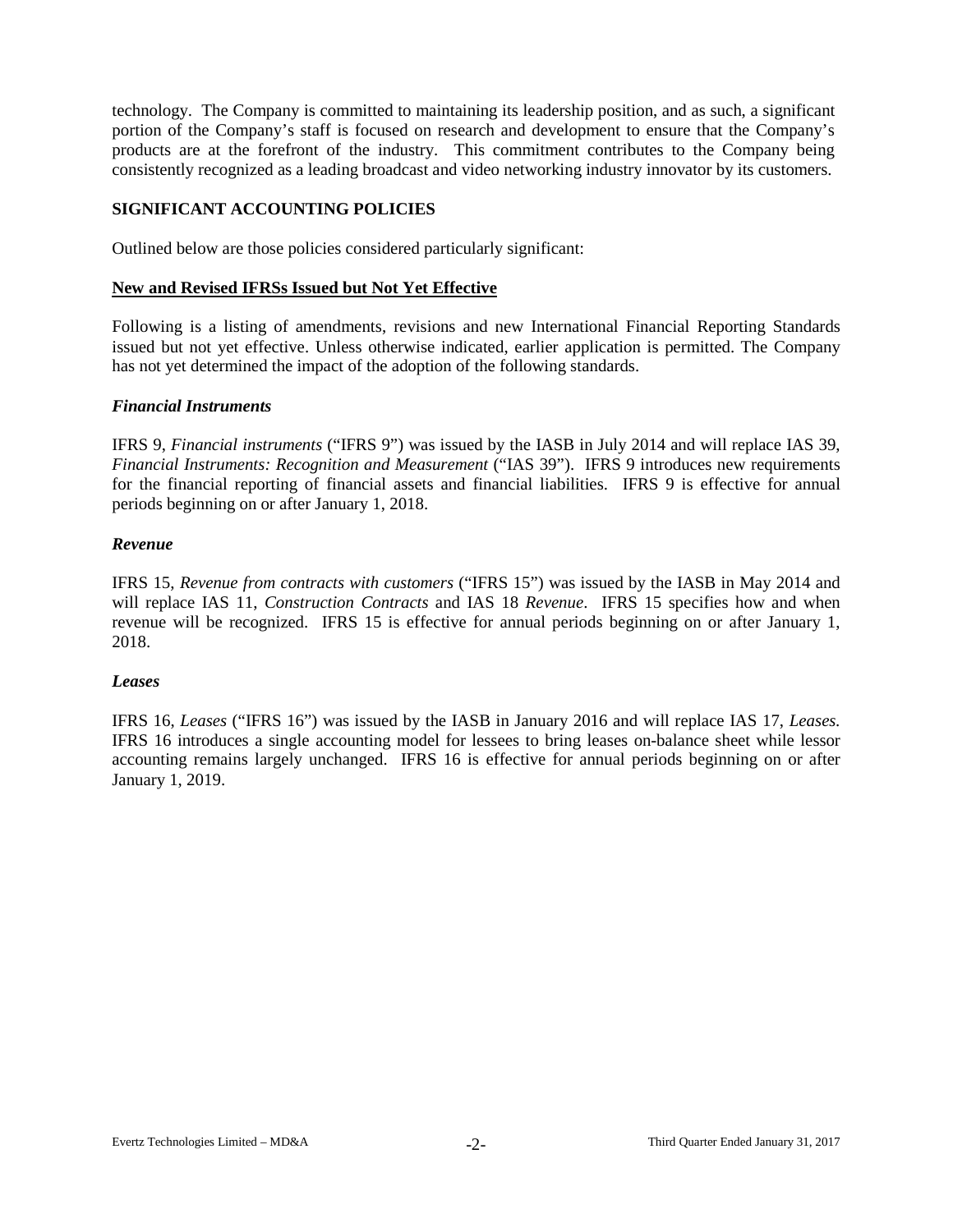technology. The Company is committed to maintaining its leadership position, and as such, a significant portion of the Company's staff is focused on research and development to ensure that the Company's products are at the forefront of the industry. This commitment contributes to the Company being consistently recognized as a leading broadcast and video networking industry innovator by its customers.

## SIGNIFICANT ACCOUNTING POLICIES

Outlined below are those policies considered particularly significant:

### New and Revised IFRSs Issued but Not Yet Effective

Following is a listing of amendments, revisions and new International Financial Reporting Standards issued but not yet effective. Unless otherwise indicated, earlier application is permitted. The Company has not yet determined the impact of the adoption of the following standards.

#### *Financial Instruments*

IFRS 9, *Financial instruments* ("IFRS 9") was issued by the IASB in July 2014 and will replace IAS 39, *Financial Instruments: Recognition and Measurement* ("IAS 39"). IFRS 9 introduces new requirements for the financial reporting of financial assets and financial liabilities. IFRS 9 is effective for annual periods beginning on or after January 1, 2018.

#### *Revenue*

IFRS 15, *Revenue from contracts with customers* ("IFRS 15") was issued by the IASB in May 2014 and will replace IAS 11, *Construction Contracts* and IAS 18 *Revenue*. IFRS 15 specifies how and when revenue will be recognized. IFRS 15 is effective for annual periods beginning on or after January 1, 2018.

#### *Leases*

IFRS 16, *Leases* ("IFRS 16") was issued by the IASB in January 2016 and will replace IAS 17, *Leases.* IFRS 16 introduces a single accounting model for lessees to bring leases on-balance sheet while lessor accounting remains largely unchanged. IFRS 16 is effective for annual periods beginning on or after January 1, 2019.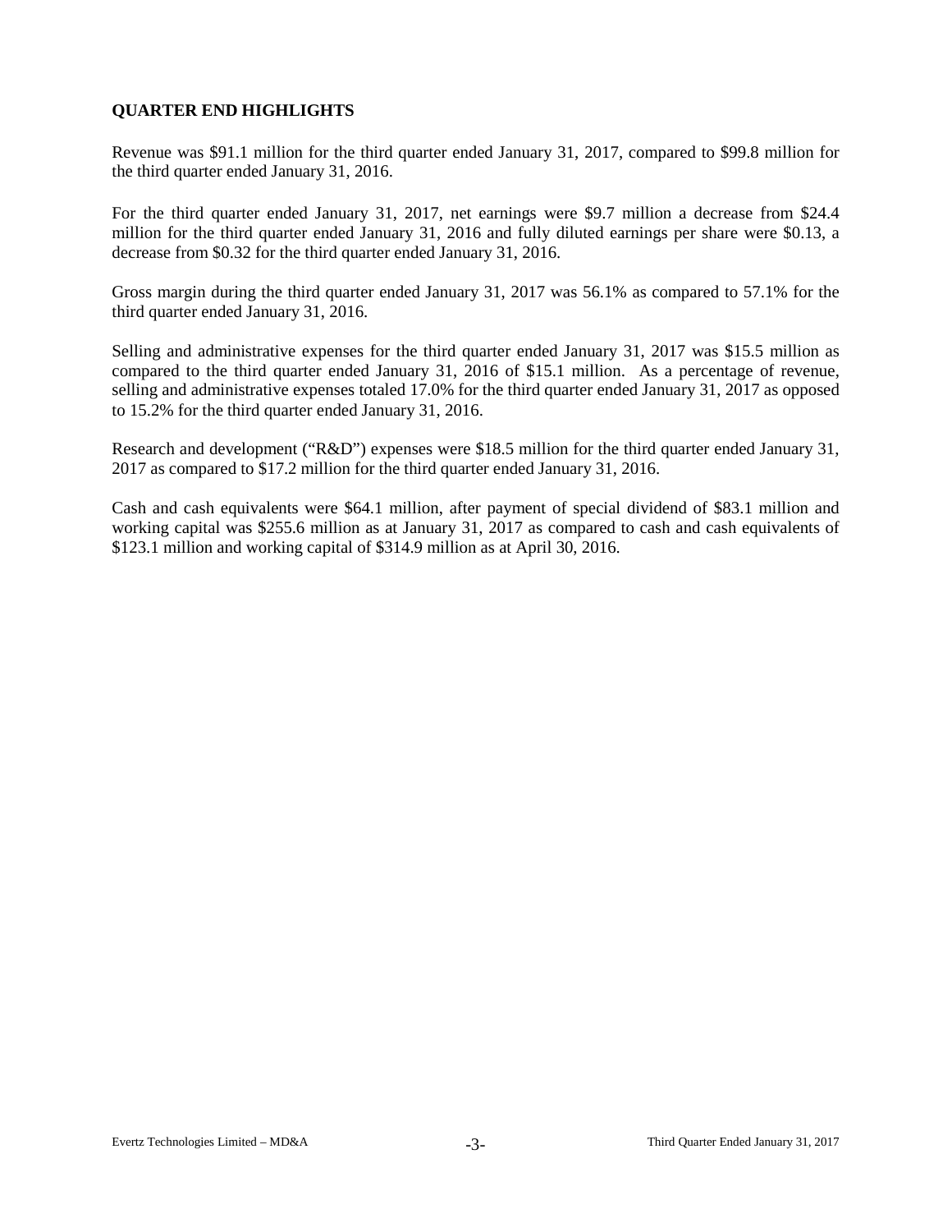**QUARTER END HIGHLIGHTS**

Revenue was $91.1 million for the third quarter ended January 31, 2017, compared to $99.8 million for the third quarter ended January 31, 2016.

For the third quarter ended January 31, 2017, net earnings were $9.7 million a decrease from $24.4 million for the third quarter ended January 31, 2016 and fully diluted earnings per share were $0.13, a decrease from $0.32 for the third quarter ended January 31, 2016.

Gross margin during the third quarter ended January 31, 2017 was 56.1% as compared to 57.1% for the third quarter ended January 31, 2016.

Selling and administrative expenses for the third quarter ended January 31, 2017 was $15.5 million as compared to the third quarter ended January 31, 2016 of $15.1 million. As a percentage of revenue, selling and administrative expenses totaled 17.0% for the third quarter ended January 31, 2017 as opposed to 15.2% for the third quarter ended January 31, 2016.

Research and development ("R&D") expenses were $18.5 million for the third quarter ended January 31, 2017 as compared to $17.2 million for the third quarter ended January 31, 2016.

Cash and cash equivalents were $64.1 million, after payment of special dividend of $83.1 million and working capital was $255.6 million as at January 31, 2017 as compared to cash and cash equivalents of $123.1 million and working capital of $314.9 million as at April 30, 2016.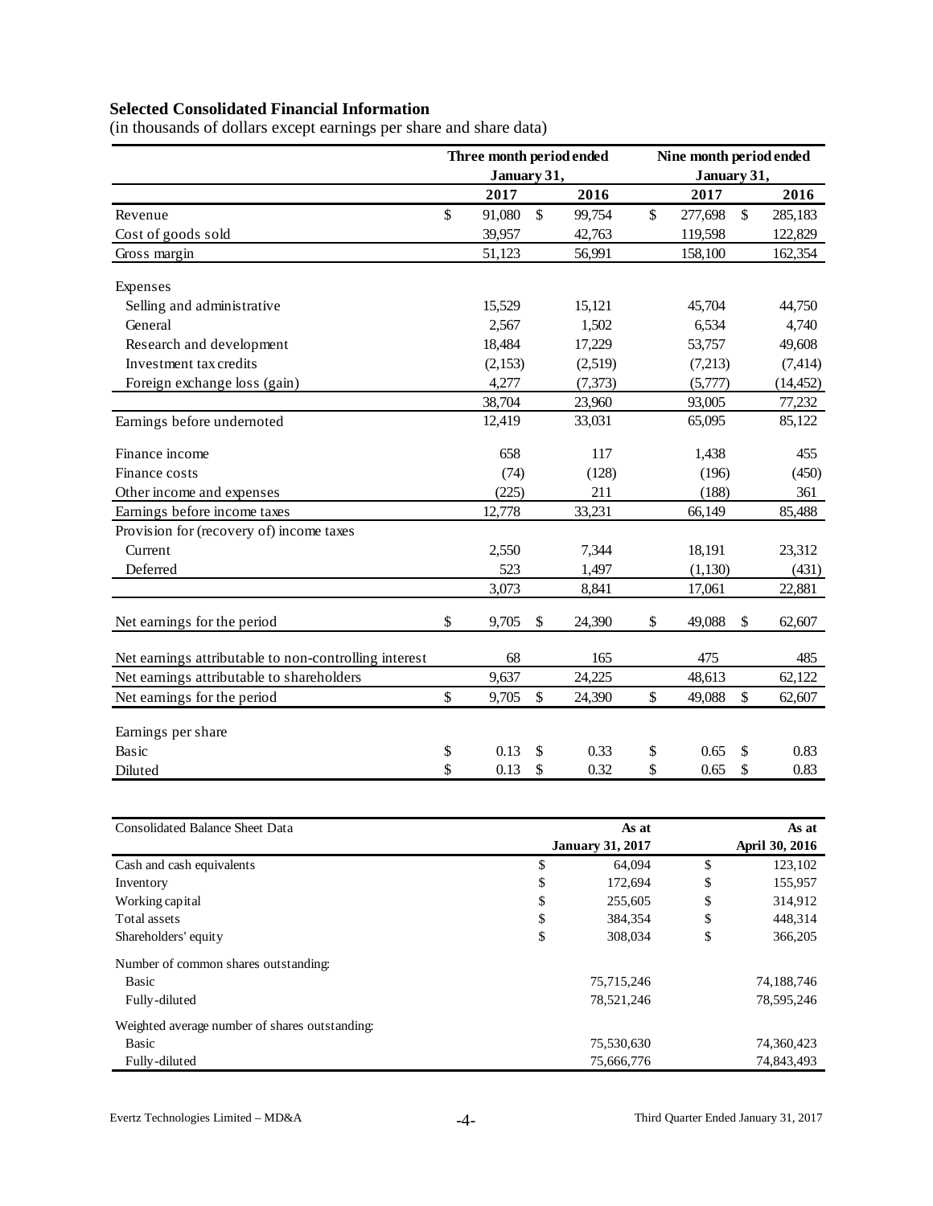**Selected Consolidated Financial Information**

(in thousands of dollars except earnings per share and share data)

| | Three month period ended January 31, | | Nine month period ended January 31, | |
|---|---|---|---|---|
| | 2017 | 2016 | 2017 | 2016 |
| Revenue | $ 91,080 | $ 99,754 | $ 277,698 | $ 285,183 |
| Cost of goods sold | 39,957 | 42,763 | 119,598 | 122,829 |
| Gross margin | 51,123 | 56,991 | 158,100 | 162,354 |
| Expenses | | | | |
| Selling and administrative | 15,529 | 15,121 | 45,704 | 44,750 |
| General | 2,567 | 1,502 | 6,534 | 4,740 |
| Research and development | 18,484 | 17,229 | 53,757 | 49,608 |
| Investment tax credits | (2,153) | (2,519) | (7,213) | (7,414) |
| Foreign exchange loss (gain) | 4,277 | (7,373) | (5,777) | (14,452) |
| | 38,704 | 23,960 | 93,005 | 77,232 |
| Earnings before undernoted | 12,419 | 33,031 | 65,095 | 85,122 |
| Finance income | 658 | 117 | 1,438 | 455 |
| Finance costs | (74) | (128) | (196) | (450) |
| Other income and expenses | (225) | 211 | (188) | 361 |
| Earnings before income taxes | 12,778 | 33,231 | 66,149 | 85,488 |
| Provision for (recovery of) income taxes | | | | |
| Current | 2,550 | 7,344 | 18,191 | 23,312 |
| Deferred | 523 | 1,497 | (1,130) | (431) |
| | 3,073 | 8,841 | 17,061 | 22,881 |
| Net earnings for the period | $ 9,705 | $ 24,390 | $ 49,088 | $ 62,607 |
| Net earnings attributable to non-controlling interest | 68 | 165 | 475 | 485 |
| Net earnings attributable to shareholders | 9,637 | 24,225 | 48,613 | 62,122 |
| Net earnings for the period | $ 9,705 | $ 24,390 | $ 49,088 | $ 62,607 |
| Earnings per share | | | | |
| Basic | $ 0.13 | $ 0.33 | $ 0.65 | $ 0.83 |
| Diluted | $ 0.13 | $ 0.32 | $ 0.65 | $ 0.83 |

| Consolidated Balance Sheet Data | As at January 31, 2017 | As at April 30, 2016 |
|---|---|---|
| Cash and cash equivalents | $ 64,094 | $ 123,102 |
| Inventory | $ 172,694 | $ 155,957 |
| Working capital | $ 255,605 | $ 314,912 |
| Total assets | $ 384,354 | $ 448,314 |
| Shareholders' equity | $ 308,034 | $ 366,205 |
| Number of common shares outstanding: | | |
| Basic | 75,715,246 | 74,188,746 |
| Fully-diluted | 78,521,246 | 78,595,246 |
| Weighted average number of shares outstanding: | | |
| Basic | 75,530,630 | 74,360,423 |
| Fully-diluted | 75,666,776 | 74,843,493 |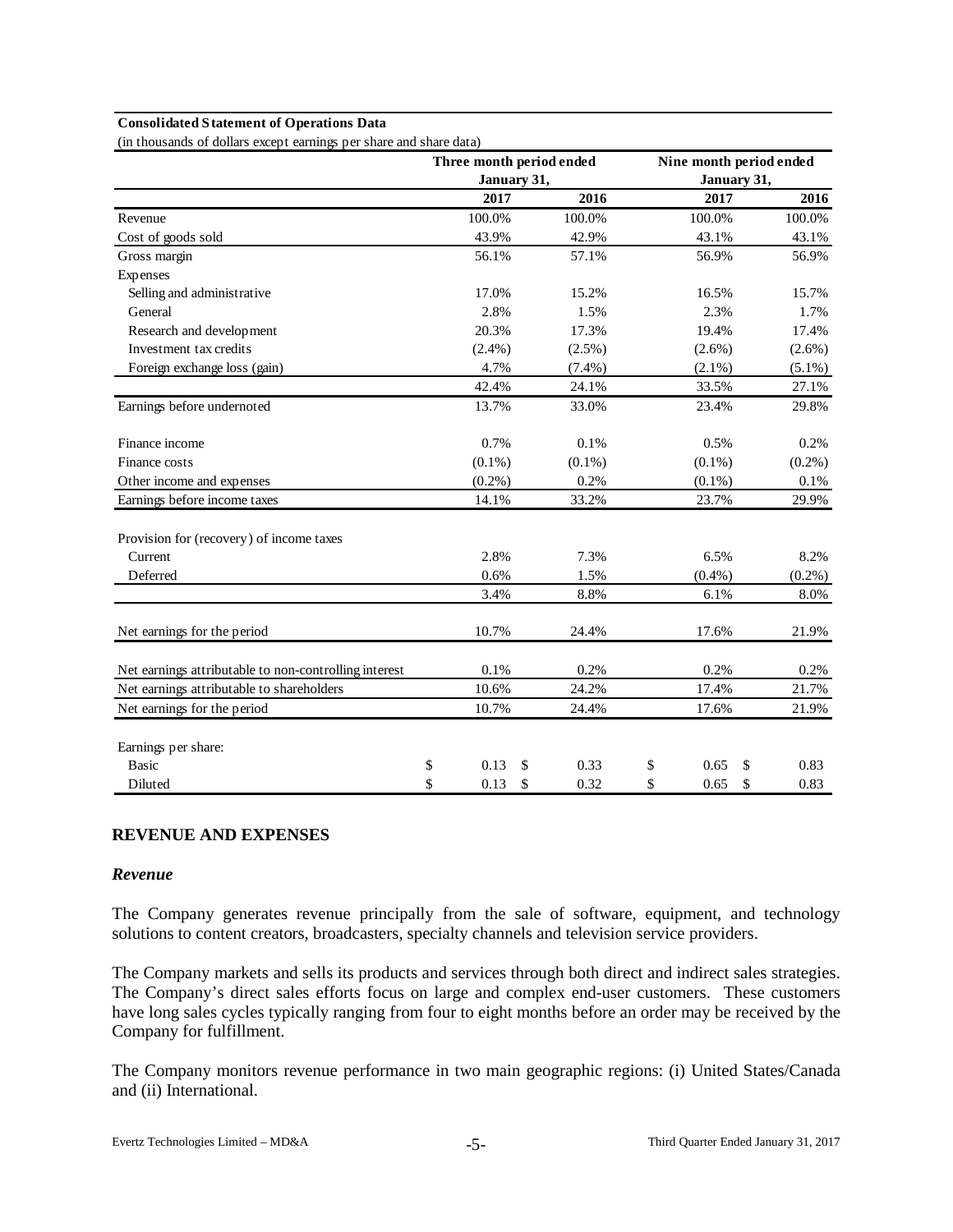**Consolidated Statement of Operations Data**

(in thousands of dollars except earnings per share and share data)

| | Three month period ended January 31, | | Nine month period ended January 31, | |
|---|---|---|---|---|
| | 2017 | 2016 | 2017 | 2016 |
| Revenue | 100.0% | 100.0% | 100.0% | 100.0% |
| Cost of goods sold | 43.9% | 42.9% | 43.1% | 43.1% |
| Gross margin | 56.1% | 57.1% | 56.9% | 56.9% |
| Expenses | | | | |
| Selling and administrative | 17.0% | 15.2% | 16.5% | 15.7% |
| General | 2.8% | 1.5% | 2.3% | 1.7% |
| Research and development | 20.3% | 17.3% | 19.4% | 17.4% |
| Investment tax credits | (2.4%) | (2.5%) | (2.6%) | (2.6%) |
| Foreign exchange loss (gain) | 4.7% | (7.4%) | (2.1%) | (5.1%) |
| | 42.4% | 24.1% | 33.5% | 27.1% |
| Earnings before undernoted | 13.7% | 33.0% | 23.4% | 29.8% |
| Finance income | 0.7% | 0.1% | 0.5% | 0.2% |
| Finance costs | (0.1%) | (0.1%) | (0.1%) | (0.2%) |
| Other income and expenses | (0.2%) | 0.2% | (0.1%) | 0.1% |
| Earnings before income taxes | 14.1% | 33.2% | 23.7% | 29.9% |
| Provision for (recovery) of income taxes | | | | |
| Current | 2.8% | 7.3% | 6.5% | 8.2% |
| Deferred | 0.6% | 1.5% | (0.4%) | (0.2%) |
| | 3.4% | 8.8% | 6.1% | 8.0% |
| Net earnings for the period | 10.7% | 24.4% | 17.6% | 21.9% |
| Net earnings attributable to non-controlling interest | 0.1% | 0.2% | 0.2% | 0.2% |
| Net earnings attributable to shareholders | 10.6% | 24.2% | 17.4% | 21.7% |
| Net earnings for the period | 10.7% | 24.4% | 17.6% | 21.9% |
| Earnings per share: | | | | |
| Basic | $ 0.13 | $ 0.33 | $ 0.65 | $ 0.83 |
| Diluted | $ 0.13 | $ 0.32 | $ 0.65 | $ 0.83 |

## REVENUE AND EXPENSES

### *Revenue*

The Company generates revenue principally from the sale of software, equipment, and technology solutions to content creators, broadcasters, specialty channels and television service providers.

The Company markets and sells its products and services through both direct and indirect sales strategies. The Company's direct sales efforts focus on large and complex end-user customers. These customers have long sales cycles typically ranging from four to eight months before an order may be received by the Company for fulfillment.

The Company monitors revenue performance in two main geographic regions: (i) United States/Canada and (ii) International.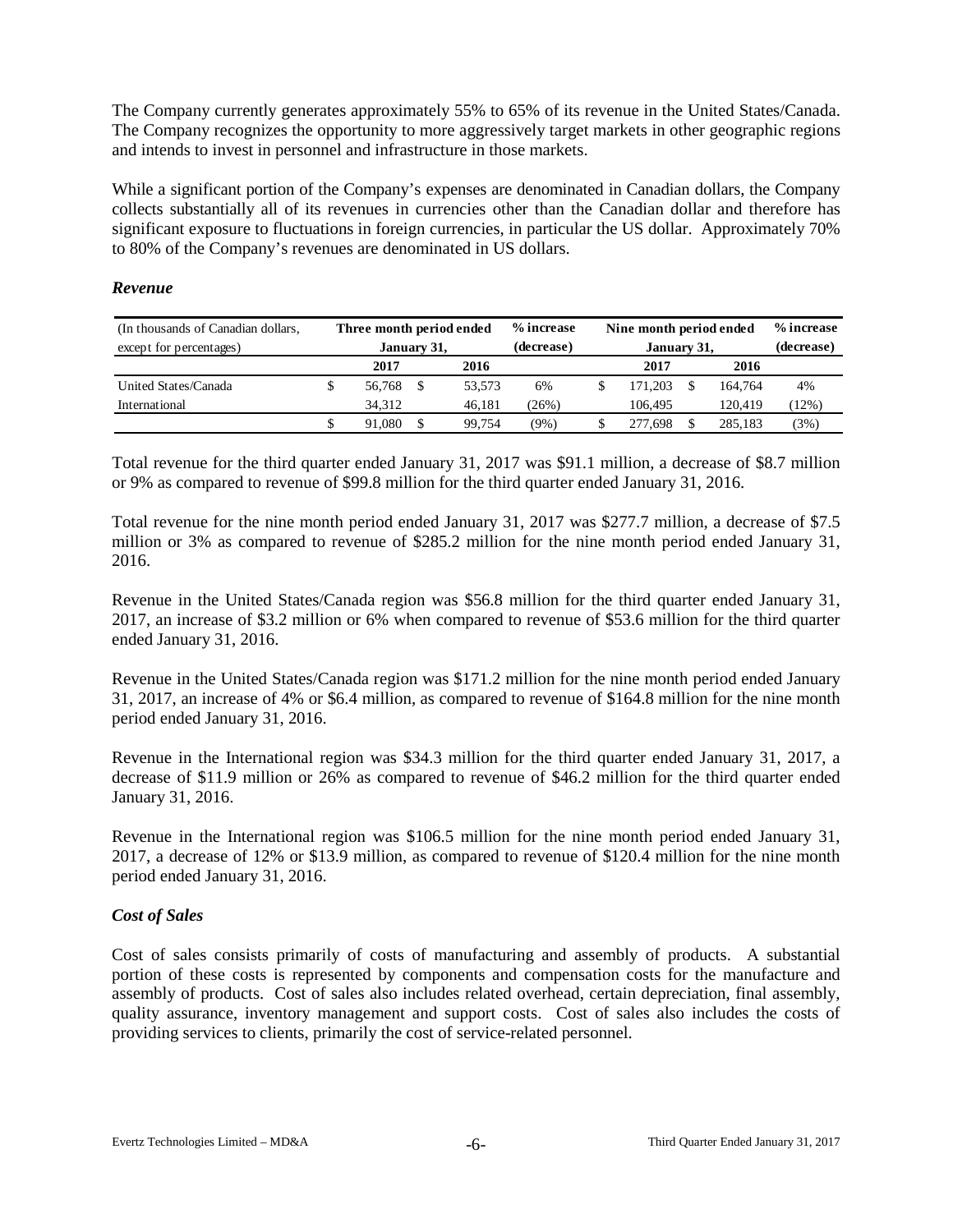The Company currently generates approximately 55% to 65% of its revenue in the United States/Canada. The Company recognizes the opportunity to more aggressively target markets in other geographic regions and intends to invest in personnel and infrastructure in those markets.

While a significant portion of the Company's expenses are denominated in Canadian dollars, the Company collects substantially all of its revenues in currencies other than the Canadian dollar and therefore has significant exposure to fluctuations in foreign currencies, in particular the US dollar. Approximately 70% to 80% of the Company's revenues are denominated in US dollars.

### *Revenue*

| (In thousands of Canadian dollars, except for percentages) | Three month period ended January 31, | | % increase (decrease) | Nine month period ended January 31, | | % increase (decrease) |
|---|---|---|---|---|---|---|
| | 2017 | 2016 | | 2017 | 2016 | |
| United States/Canada | $ 56,768 | $ 53,573 | 6% | $ 171,203 | $ 164,764 | 4% |
| International | 34,312 | 46,181 | (26%) | 106,495 | 120,419 | (12%) |
| | $ 91,080 | $ 99,754 | (9%) | $ 277,698 | $ 285,183 | (3%) |

Total revenue for the third quarter ended January 31, 2017 was $91.1 million, a decrease of $8.7 million or 9% as compared to revenue of $99.8 million for the third quarter ended January 31, 2016.

Total revenue for the nine month period ended January 31, 2017 was $277.7 million, a decrease of $7.5 million or 3% as compared to revenue of $285.2 million for the nine month period ended January 31, 2016.

Revenue in the United States/Canada region was $56.8 million for the third quarter ended January 31, 2017, an increase of $3.2 million or 6% when compared to revenue of $53.6 million for the third quarter ended January 31, 2016.

Revenue in the United States/Canada region was $171.2 million for the nine month period ended January 31, 2017, an increase of 4% or $6.4 million, as compared to revenue of $164.8 million for the nine month period ended January 31, 2016.

Revenue in the International region was $34.3 million for the third quarter ended January 31, 2017, a decrease of $11.9 million or 26% as compared to revenue of $46.2 million for the third quarter ended January 31, 2016.

Revenue in the International region was $106.5 million for the nine month period ended January 31, 2017, a decrease of 12% or $13.9 million, as compared to revenue of $120.4 million for the nine month period ended January 31, 2016.

### *Cost of Sales*

Cost of sales consists primarily of costs of manufacturing and assembly of products. A substantial portion of these costs is represented by components and compensation costs for the manufacture and assembly of products. Cost of sales also includes related overhead, certain depreciation, final assembly, quality assurance, inventory management and support costs. Cost of sales also includes the costs of providing services to clients, primarily the cost of service-related personnel.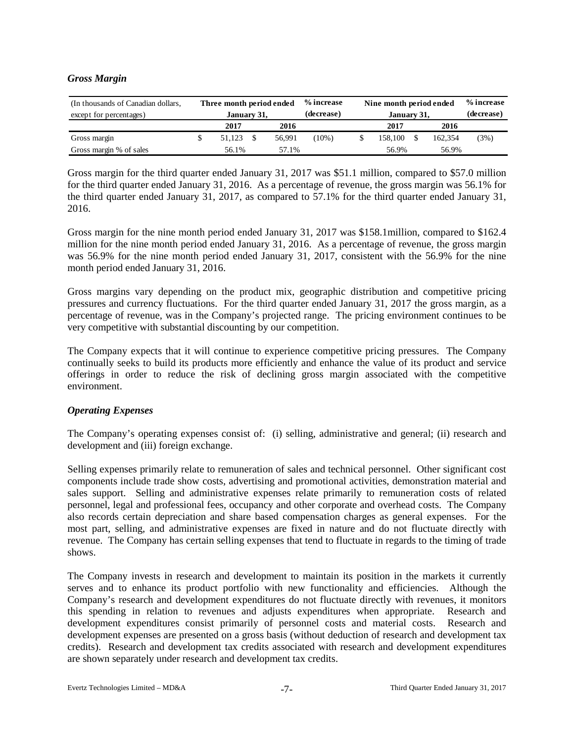### *Gross Margin*

| (In thousands of Canadian dollars, except for percentages) | Three month period ended January 31, | | % increase (decrease) | Nine month period ended January 31, | | % increase (decrease) |
|---|---|---|---|---|---|---|
| | 2017 | 2016 | | 2017 | 2016 | |
| Gross margin | $ 51,123 | $ 56,991 | (10%) | $ 158,100 | $ 162,354 | (3%) |
| Gross margin % of sales | 56.1% | 57.1% | | 56.9% | 56.9% | |

Gross margin for the third quarter ended January 31, 2017 was $51.1 million, compared to $57.0 million for the third quarter ended January 31, 2016. As a percentage of revenue, the gross margin was 56.1% for the third quarter ended January 31, 2017, as compared to 57.1% for the third quarter ended January 31, 2016.

Gross margin for the nine month period ended January 31, 2017 was $158.1million, compared to $162.4 million for the nine month period ended January 31, 2016. As a percentage of revenue, the gross margin was 56.9% for the nine month period ended January 31, 2017, consistent with the 56.9% for the nine month period ended January 31, 2016.

Gross margins vary depending on the product mix, geographic distribution and competitive pricing pressures and currency fluctuations. For the third quarter ended January 31, 2017 the gross margin, as a percentage of revenue, was in the Company's projected range. The pricing environment continues to be very competitive with substantial discounting by our competition.

The Company expects that it will continue to experience competitive pricing pressures. The Company continually seeks to build its products more efficiently and enhance the value of its product and service offerings in order to reduce the risk of declining gross margin associated with the competitive environment.

### *Operating Expenses*

The Company's operating expenses consist of: (i) selling, administrative and general; (ii) research and development and (iii) foreign exchange.

Selling expenses primarily relate to remuneration of sales and technical personnel. Other significant cost components include trade show costs, advertising and promotional activities, demonstration material and sales support. Selling and administrative expenses relate primarily to remuneration costs of related personnel, legal and professional fees, occupancy and other corporate and overhead costs. The Company also records certain depreciation and share based compensation charges as general expenses. For the most part, selling, and administrative expenses are fixed in nature and do not fluctuate directly with revenue. The Company has certain selling expenses that tend to fluctuate in regards to the timing of trade shows.

The Company invests in research and development to maintain its position in the markets it currently serves and to enhance its product portfolio with new functionality and efficiencies. Although the Company's research and development expenditures do not fluctuate directly with revenues, it monitors this spending in relation to revenues and adjusts expenditures when appropriate. Research and development expenditures consist primarily of personnel costs and material costs. Research and development expenses are presented on a gross basis (without deduction of research and development tax credits). Research and development tax credits associated with research and development expenditures are shown separately under research and development tax credits.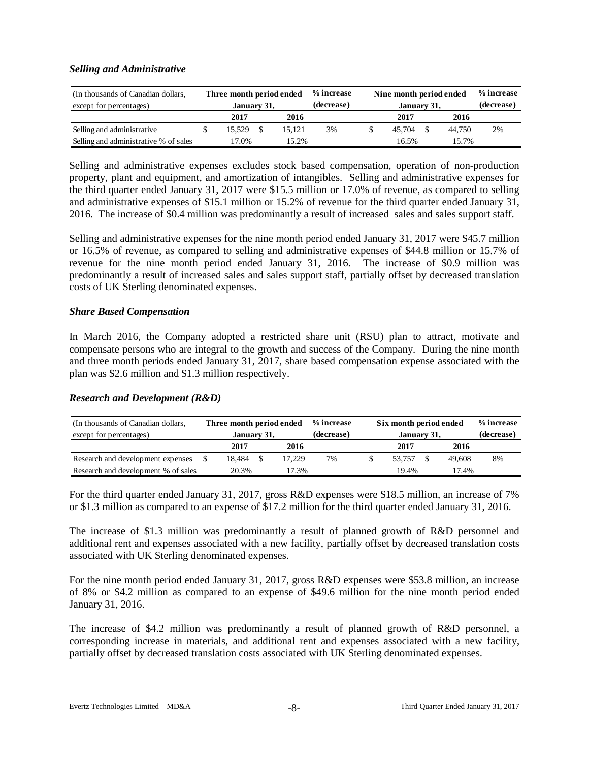### *Selling and Administrative*

| (In thousands of Canadian dollars, except for percentages) | Three month period ended January 31, | | % increase (decrease) | Nine month period ended January 31, | | % increase (decrease) |
|---|---|---|---|---|---|---|
| | 2017 | 2016 | | 2017 | 2016 | |
| Selling and administrative | $ 15,529 | $ 15,121 | 3% | $ 45,704 | $ 44,750 | 2% |
| Selling and administrative % of sales | 17.0% | 15.2% | | 16.5% | 15.7% | |

Selling and administrative expenses excludes stock based compensation, operation of non-production property, plant and equipment, and amortization of intangibles. Selling and administrative expenses for the third quarter ended January 31, 2017 were $15.5 million or 17.0% of revenue, as compared to selling and administrative expenses of $15.1 million or 15.2% of revenue for the third quarter ended January 31, 2016. The increase of $0.4 million was predominantly a result of increased sales and sales support staff.

Selling and administrative expenses for the nine month period ended January 31, 2017 were $45.7 million or 16.5% of revenue, as compared to selling and administrative expenses of $44.8 million or 15.7% of revenue for the nine month period ended January 31, 2016. The increase of $0.9 million was predominantly a result of increased sales and sales support staff, partially offset by decreased translation costs of UK Sterling denominated expenses.

### *Share Based Compensation*

In March 2016, the Company adopted a restricted share unit (RSU) plan to attract, motivate and compensate persons who are integral to the growth and success of the Company. During the nine month and three month periods ended January 31, 2017, share based compensation expense associated with the plan was $2.6 million and $1.3 million respectively.

### *Research and Development (R&D)*

| (In thousands of Canadian dollars, except for percentages) | Three month period ended January 31, | | % increase (decrease) | Six month period ended January 31, | | % increase (decrease) |
|---|---|---|---|---|---|---|
| | 2017 | 2016 | | 2017 | 2016 | |
| Research and development expenses | $ 18,484 | $ 17,229 | 7% | $ 53,757 | $ 49,608 | 8% |
| Research and development % of sales | 20.3% | 17.3% | | 19.4% | 17.4% | |

For the third quarter ended January 31, 2017, gross R&D expenses were $18.5 million, an increase of 7% or $1.3 million as compared to an expense of $17.2 million for the third quarter ended January 31, 2016.

The increase of $1.3 million was predominantly a result of planned growth of R&D personnel and additional rent and expenses associated with a new facility, partially offset by decreased translation costs associated with UK Sterling denominated expenses.

For the nine month period ended January 31, 2017, gross R&D expenses were $53.8 million, an increase of 8% or $4.2 million as compared to an expense of $49.6 million for the nine month period ended January 31, 2016.

The increase of $4.2 million was predominantly a result of planned growth of R&D personnel, a corresponding increase in materials, and additional rent and expenses associated with a new facility, partially offset by decreased translation costs associated with UK Sterling denominated expenses.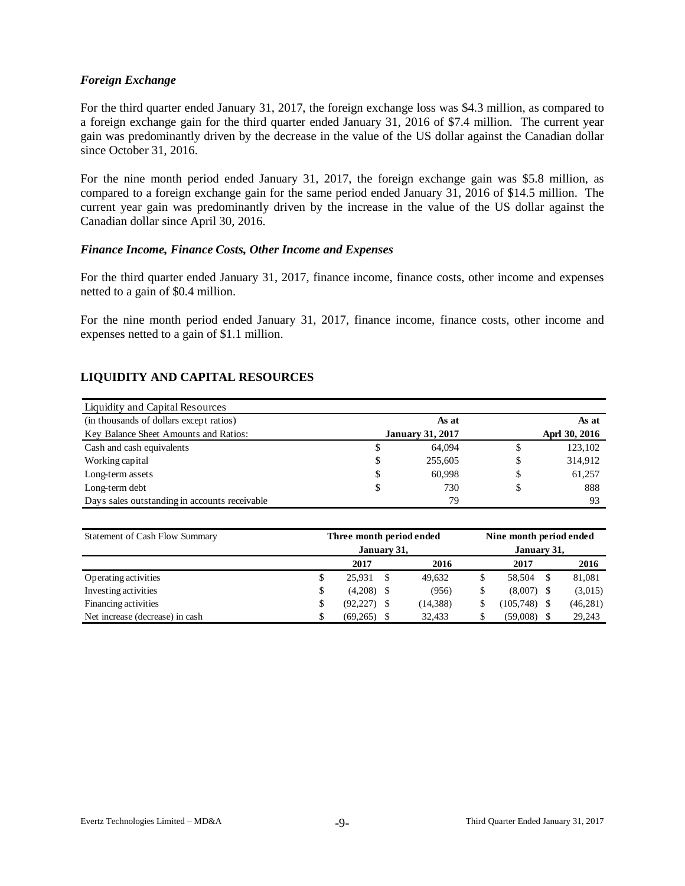### *Foreign Exchange*

For the third quarter ended January 31, 2017, the foreign exchange loss was $4.3 million, as compared to a foreign exchange gain for the third quarter ended January 31, 2016 of $7.4 million. The current year gain was predominantly driven by the decrease in the value of the US dollar against the Canadian dollar since October 31, 2016.

For the nine month period ended January 31, 2017, the foreign exchange gain was $5.8 million, as compared to a foreign exchange gain for the same period ended January 31, 2016 of $14.5 million. The current year gain was predominantly driven by the increase in the value of the US dollar against the Canadian dollar since April 30, 2016.

### *Finance Income, Finance Costs, Other Income and Expenses*

For the third quarter ended January 31, 2017, finance income, finance costs, other income and expenses netted to a gain of $0.4 million.

For the nine month period ended January 31, 2017, finance income, finance costs, other income and expenses netted to a gain of $1.1 million.

## LIQUIDITY AND CAPITAL RESOURCES

| Liquidity and Capital Resources | | | | |
|---|---|---|---|---|
| (in thousands of dollars except ratios) | | **As at** | | **As at** |
| Key Balance Sheet Amounts and Ratios: | | **January 31, 2017** | | **Aprl 30, 2016** |
| Cash and cash equivalents | $ | 64,094 | $ | 123,102 |
| Working capital | $ | 255,605 | $ | 314,912 |
| Long-term assets | $ | 60,998 | $ | 61,257 |
| Long-term debt | $ | 730 | $ | 888 |
| Days sales outstanding in accounts receivable | | 79 | | 93 |

| Statement of Cash Flow Summary | **Three month period ended January 31,** | | | | **Nine month period ended January 31,** | | | |
|---|---|---|---|---|---|---|---|---|
| | | **2017** | | **2016** | | **2017** | | **2016** |
| Operating activities | $ | 25,931 | $ | 49,632 | $ | 58,504 | $ | 81,081 |
| Investing activities | $ | (4,208) | $ | (956) | $ | (8,007) | $ | (3,015) |
| Financing activities | $ | (92,227) | $ | (14,388) | $ | (105,748) | $ | (46,281) |
| Net increase (decrease) in cash | $ | (69,265) | $ | 32,433 | $ | (59,008) | $ | 29,243 |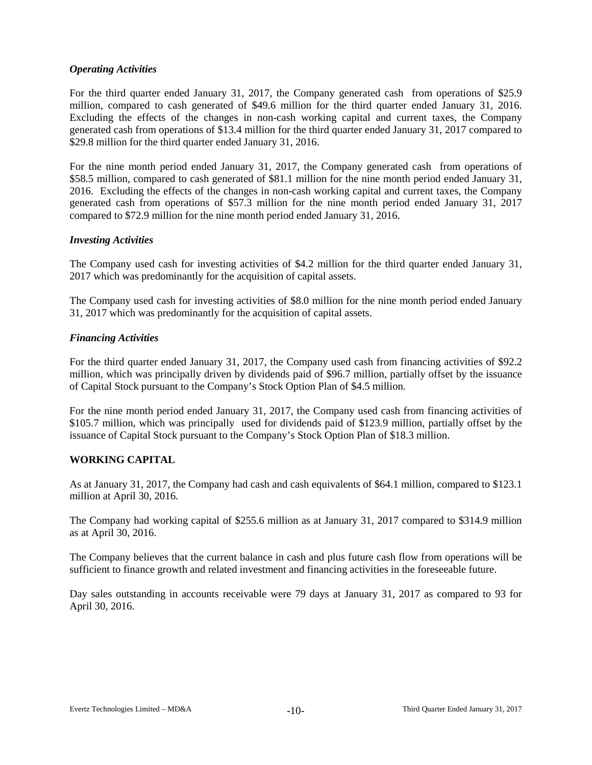*Operating Activities*

For the third quarter ended January 31, 2017, the Company generated cash from operations of \$25.9 million, compared to cash generated of \$49.6 million for the third quarter ended January 31, 2016. Excluding the effects of the changes in non-cash working capital and current taxes, the Company generated cash from operations of \$13.4 million for the third quarter ended January 31, 2017 compared to \$29.8 million for the third quarter ended January 31, 2016.

For the nine month period ended January 31, 2017, the Company generated cash from operations of \$58.5 million, compared to cash generated of \$81.1 million for the nine month period ended January 31, 2016. Excluding the effects of the changes in non-cash working capital and current taxes, the Company generated cash from operations of \$57.3 million for the nine month period ended January 31, 2017 compared to \$72.9 million for the nine month period ended January 31, 2016.

*Investing Activities*

The Company used cash for investing activities of \$4.2 million for the third quarter ended January 31, 2017 which was predominantly for the acquisition of capital assets.

The Company used cash for investing activities of \$8.0 million for the nine month period ended January 31, 2017 which was predominantly for the acquisition of capital assets.

*Financing Activities*

For the third quarter ended January 31, 2017, the Company used cash from financing activities of \$92.2 million, which was principally driven by dividends paid of \$96.7 million, partially offset by the issuance of Capital Stock pursuant to the Company's Stock Option Plan of \$4.5 million.

For the nine month period ended January 31, 2017, the Company used cash from financing activities of \$105.7 million, which was principally used for dividends paid of \$123.9 million, partially offset by the issuance of Capital Stock pursuant to the Company's Stock Option Plan of \$18.3 million.

**WORKING CAPITAL**

As at January 31, 2017, the Company had cash and cash equivalents of \$64.1 million, compared to \$123.1 million at April 30, 2016.

The Company had working capital of \$255.6 million as at January 31, 2017 compared to \$314.9 million as at April 30, 2016.

The Company believes that the current balance in cash and plus future cash flow from operations will be sufficient to finance growth and related investment and financing activities in the foreseeable future.

Day sales outstanding in accounts receivable were 79 days at January 31, 2017 as compared to 93 for April 30, 2016.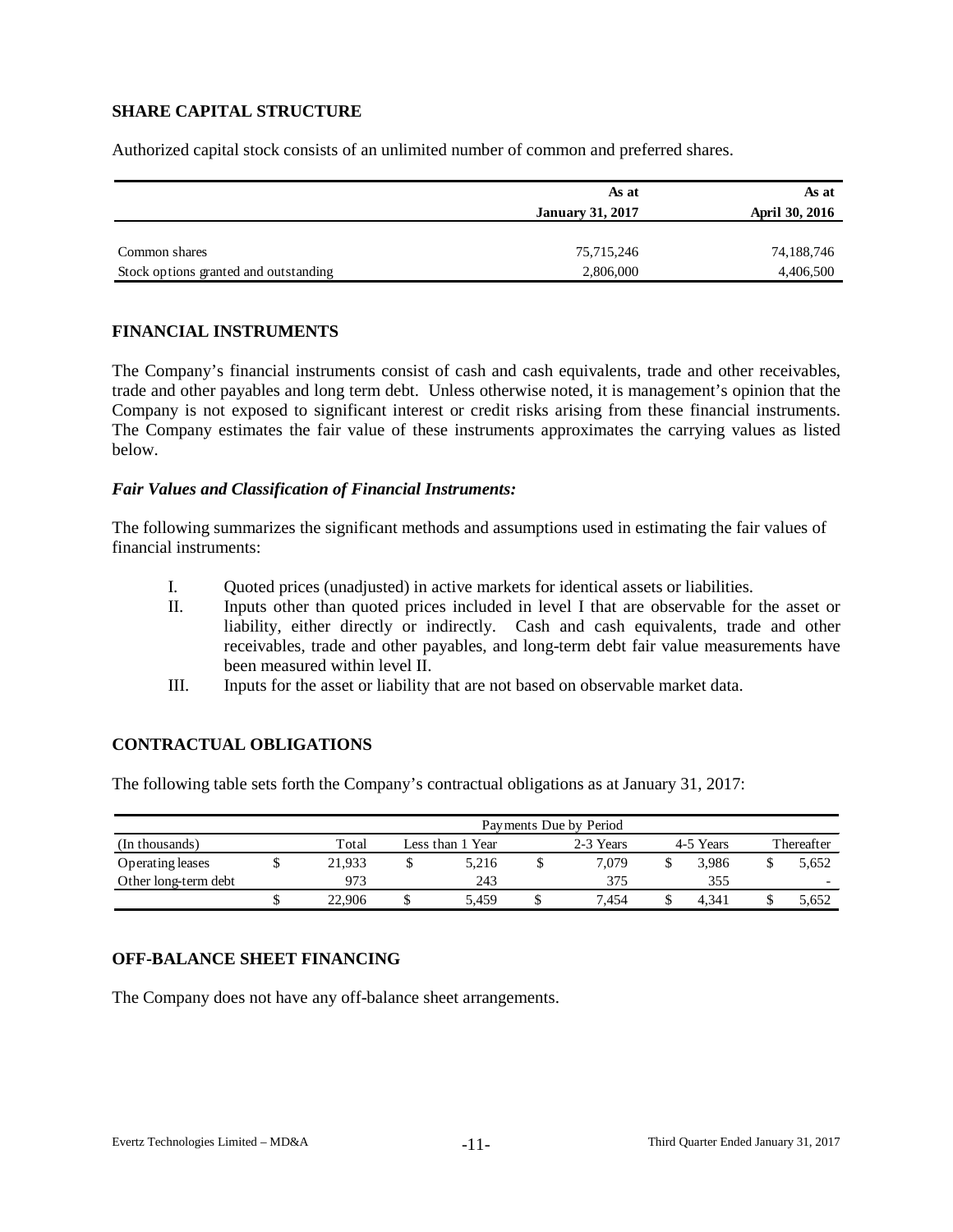## SHARE CAPITAL STRUCTURE

Authorized capital stock consists of an unlimited number of common and preferred shares.

| | As at January 31, 2017 | As at April 30, 2016 |
|---|---|---|
| Common shares | 75,715,246 | 74,188,746 |
| Stock options granted and outstanding | 2,806,000 | 4,406,500 |

## FINANCIAL INSTRUMENTS

The Company's financial instruments consist of cash and cash equivalents, trade and other receivables, trade and other payables and long term debt. Unless otherwise noted, it is management's opinion that the Company is not exposed to significant interest or credit risks arising from these financial instruments. The Company estimates the fair value of these instruments approximates the carrying values as listed below.

### *Fair Values and Classification of Financial Instruments:*

The following summarizes the significant methods and assumptions used in estimating the fair values of financial instruments:

I. Quoted prices (unadjusted) in active markets for identical assets or liabilities.

II. Inputs other than quoted prices included in level I that are observable for the asset or liability, either directly or indirectly. Cash and cash equivalents, trade and other receivables, trade and other payables, and long-term debt fair value measurements have been measured within level II.

III. Inputs for the asset or liability that are not based on observable market data.

## CONTRACTUAL OBLIGATIONS

The following table sets forth the Company's contractual obligations as at January 31, 2017:

| | Payments Due by Period | | | | |
|---|---|---|---|---|---|
| (In thousands) | Total | Less than 1 Year | 2-3 Years | 4-5 Years | Thereafter |
| Operating leases | $ 21,933 | $ 5,216 | $ 7,079 | $ 3,986 | $ 5,652 |
| Other long-term debt | 973 | 243 | 375 | 355 | - |
| | $ 22,906 | $ 5,459 | $ 7,454 | $ 4,341 | $ 5,652 |

## OFF-BALANCE SHEET FINANCING

The Company does not have any off-balance sheet arrangements.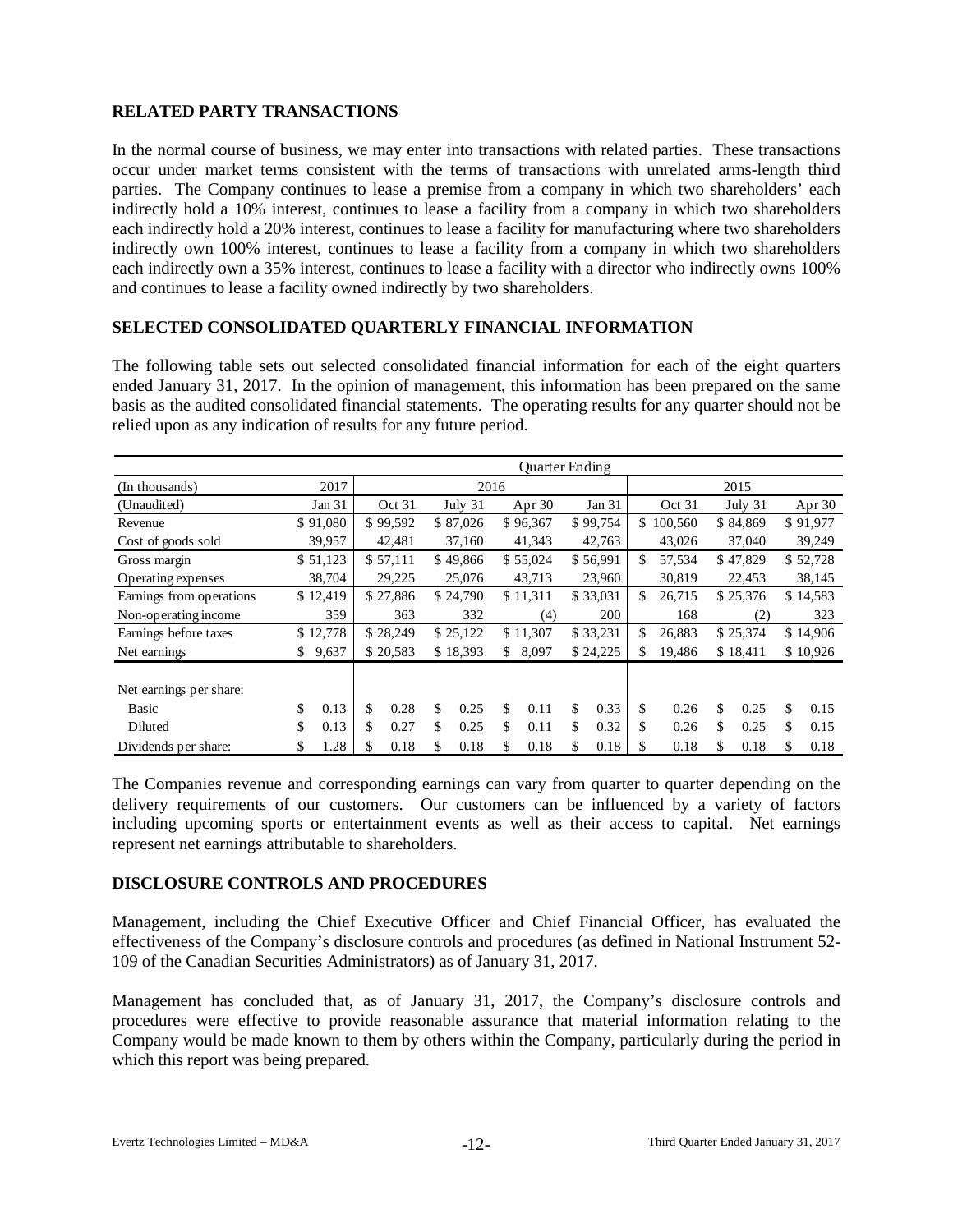## RELATED PARTY TRANSACTIONS

In the normal course of business, we may enter into transactions with related parties. These transactions occur under market terms consistent with the terms of transactions with unrelated arms-length third parties. The Company continues to lease a premise from a company in which two shareholders' each indirectly hold a 10% interest, continues to lease a facility from a company in which two shareholders each indirectly hold a 20% interest, continues to lease a facility for manufacturing where two shareholders indirectly own 100% interest, continues to lease a facility from a company in which two shareholders each indirectly own a 35% interest, continues to lease a facility with a director who indirectly owns 100% and continues to lease a facility owned indirectly by two shareholders.

## SELECTED CONSOLIDATED QUARTERLY FINANCIAL INFORMATION

The following table sets out selected consolidated financial information for each of the eight quarters ended January 31, 2017. In the opinion of management, this information has been prepared on the same basis as the audited consolidated financial statements. The operating results for any quarter should not be relied upon as any indication of results for any future period.

| | Quarter Ending | | | | | | | |
|---|---|---|---|---|---|---|---|---|
| (In thousands) | 2017 | 2016 | | | | 2015 | | |
| (Unaudited) | Jan 31 | Oct 31 | July 31 | Apr 30 | Jan 31 | Oct 31 | July 31 | Apr 30 |
| Revenue | $ 91,080 | $ 99,592 | $ 87,026 | $ 96,367 | $ 99,754 | $ 100,560 | $ 84,869 | $ 91,977 |
| Cost of goods sold | 39,957 | 42,481 | 37,160 | 41,343 | 42,763 | 43,026 | 37,040 | 39,249 |
| Gross margin | $ 51,123 | $ 57,111 | $ 49,866 | $ 55,024 | $ 56,991 | $ 57,534 | $ 47,829 | $ 52,728 |
| Operating expenses | 38,704 | 29,225 | 25,076 | 43,713 | 23,960 | 30,819 | 22,453 | 38,145 |
| Earnings from operations | $ 12,419 | $ 27,886 | $ 24,790 | $ 11,311 | $ 33,031 | $ 26,715 | $ 25,376 | $ 14,583 |
| Non-operating income | 359 | 363 | 332 | (4) | 200 | 168 | (2) | 323 |
| Earnings before taxes | $ 12,778 | $ 28,249 | $ 25,122 | $ 11,307 | $ 33,231 | $ 26,883 | $ 25,374 | $ 14,906 |
| Net earnings | $ 9,637 | $ 20,583 | $ 18,393 | $ 8,097 | $ 24,225 | $ 19,486 | $ 18,411 | $ 10,926 |
| Net earnings per share: | | | | | | | | |
| Basic | $ 0.13 | $ 0.28 | $ 0.25 | $ 0.11 | $ 0.33 | $ 0.26 | $ 0.25 | $ 0.15 |
| Diluted | $ 0.13 | $ 0.27 | $ 0.25 | $ 0.11 | $ 0.32 | $ 0.26 | $ 0.25 | $ 0.15 |
| Dividends per share: | $ 1.28 | $ 0.18 | $ 0.18 | $ 0.18 | $ 0.18 | $ 0.18 | $ 0.18 | $ 0.18 |

The Companies revenue and corresponding earnings can vary from quarter to quarter depending on the delivery requirements of our customers. Our customers can be influenced by a variety of factors including upcoming sports or entertainment events as well as their access to capital. Net earnings represent net earnings attributable to shareholders.

## DISCLOSURE CONTROLS AND PROCEDURES

Management, including the Chief Executive Officer and Chief Financial Officer, has evaluated the effectiveness of the Company's disclosure controls and procedures (as defined in National Instrument 52-109 of the Canadian Securities Administrators) as of January 31, 2017.

Management has concluded that, as of January 31, 2017, the Company's disclosure controls and procedures were effective to provide reasonable assurance that material information relating to the Company would be made known to them by others within the Company, particularly during the period in which this report was being prepared.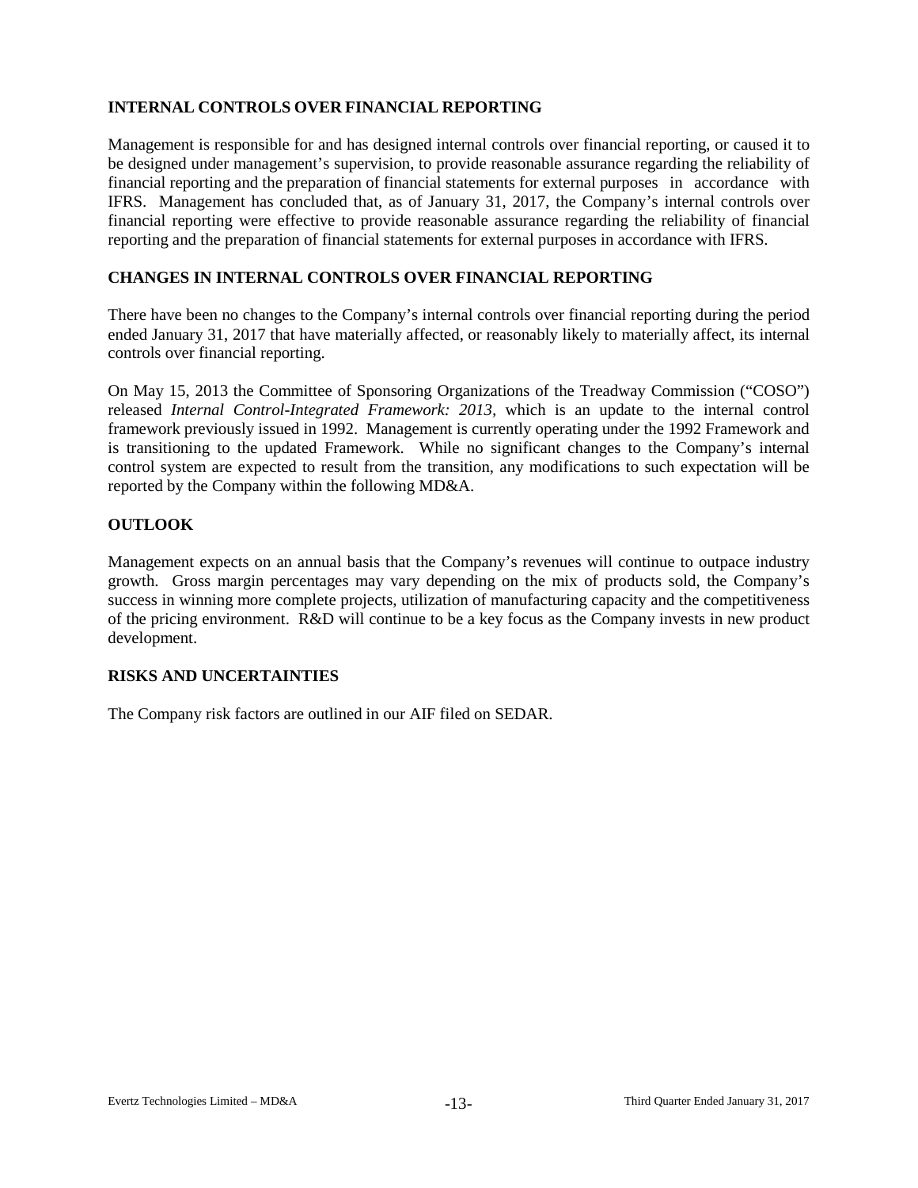## INTERNAL CONTROLS OVER FINANCIAL REPORTING

Management is responsible for and has designed internal controls over financial reporting, or caused it to be designed under management's supervision, to provide reasonable assurance regarding the reliability of financial reporting and the preparation of financial statements for external purposes in accordance with IFRS. Management has concluded that, as of January 31, 2017, the Company's internal controls over financial reporting were effective to provide reasonable assurance regarding the reliability of financial reporting and the preparation of financial statements for external purposes in accordance with IFRS.

## CHANGES IN INTERNAL CONTROLS OVER FINANCIAL REPORTING

There have been no changes to the Company's internal controls over financial reporting during the period ended January 31, 2017 that have materially affected, or reasonably likely to materially affect, its internal controls over financial reporting.

On May 15, 2013 the Committee of Sponsoring Organizations of the Treadway Commission ("COSO") released *Internal Control-Integrated Framework: 2013,* which is an update to the internal control framework previously issued in 1992. Management is currently operating under the 1992 Framework and is transitioning to the updated Framework. While no significant changes to the Company's internal control system are expected to result from the transition, any modifications to such expectation will be reported by the Company within the following MD&A.

## OUTLOOK

Management expects on an annual basis that the Company's revenues will continue to outpace industry growth. Gross margin percentages may vary depending on the mix of products sold, the Company's success in winning more complete projects, utilization of manufacturing capacity and the competitiveness of the pricing environment. R&D will continue to be a key focus as the Company invests in new product development.

## RISKS AND UNCERTAINTIES

The Company risk factors are outlined in our AIF filed on SEDAR.